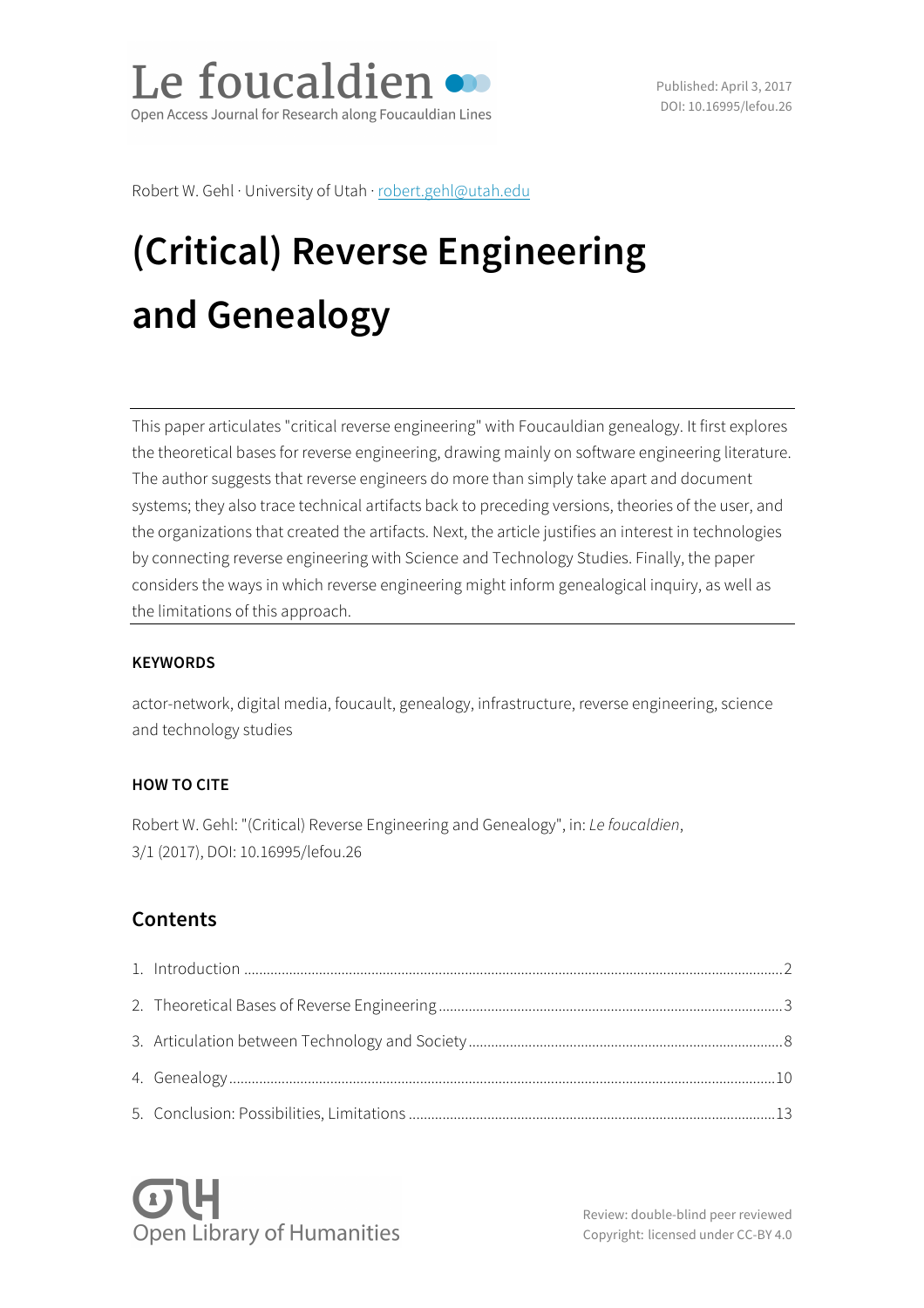Le foucaldien
Open Access Journal for Research along Foucauldian Lines

Published: April 3, 2017
DOI: 10.16995/lefou.26

Robert W. Gehl · University of Utah · robert.gehl@utah.edu

# (Critical) Reverse Engineering and Genealogy

This paper articulates "critical reverse engineering" with Foucauldian genealogy. It first explores the theoretical bases for reverse engineering, drawing mainly on software engineering literature. The author suggests that reverse engineers do more than simply take apart and document systems; they also trace technical artifacts back to preceding versions, theories of the user, and the organizations that created the artifacts. Next, the article justifies an interest in technologies by connecting reverse engineering with Science and Technology Studies. Finally, the paper considers the ways in which reverse engineering might inform genealogical inquiry, as well as the limitations of this approach.

### KEYWORDS

actor-network, digital media, foucault, genealogy, infrastructure, reverse engineering, science and technology studies

### HOW TO CITE

Robert W. Gehl: "(Critical) Reverse Engineering and Genealogy", in: *Le foucaldien*, 3/1 (2017), DOI: 10.16995/lefou.26

## Contents

1. Introduction ... 2
2. Theoretical Bases of Reverse Engineering ... 3
3. Articulation between Technology and Society ... 8
4. Genealogy ... 10
5. Conclusion: Possibilities, Limitations ... 13

Open Library of Humanities

Review: double-blind peer reviewed
Copyright: licensed under CC-BY 4.0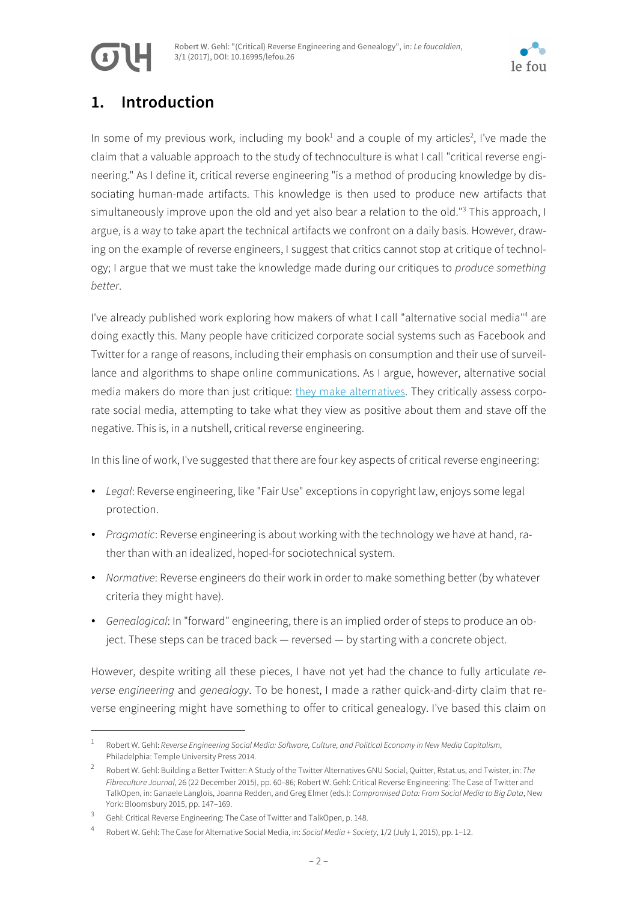## 1. Introduction

In some of my previous work, including my book[1] and a couple of my articles[2], I've made the claim that a valuable approach to the study of technoculture is what I call "critical reverse engineering." As I define it, critical reverse engineering "is a method of producing knowledge by dissociating human-made artifacts. This knowledge is then used to produce new artifacts that simultaneously improve upon the old and yet also bear a relation to the old."[3] This approach, I argue, is a way to take apart the technical artifacts we confront on a daily basis. However, drawing on the example of reverse engineers, I suggest that critics cannot stop at critique of technology; I argue that we must take the knowledge made during our critiques to *produce something better*.

I've already published work exploring how makers of what I call "alternative social media"[4] are doing exactly this. Many people have criticized corporate social systems such as Facebook and Twitter for a range of reasons, including their emphasis on consumption and their use of surveillance and algorithms to shape online communications. As I argue, however, alternative social media makers do more than just critique: they make alternatives. They critically assess corporate social media, attempting to take what they view as positive about them and stave off the negative. This is, in a nutshell, critical reverse engineering.

In this line of work, I've suggested that there are four key aspects of critical reverse engineering:

- *Legal*: Reverse engineering, like "Fair Use" exceptions in copyright law, enjoys some legal protection.
- *Pragmatic*: Reverse engineering is about working with the technology we have at hand, rather than with an idealized, hoped-for sociotechnical system.
- *Normative*: Reverse engineers do their work in order to make something better (by whatever criteria they might have).
- *Genealogical*: In "forward" engineering, there is an implied order of steps to produce an object. These steps can be traced back — reversed — by starting with a concrete object.

However, despite writing all these pieces, I have not yet had the chance to fully articulate *reverse engineering* and *genealogy*. To be honest, I made a rather quick-and-dirty claim that reverse engineering might have something to offer to critical genealogy. I've based this claim on

[1] Robert W. Gehl: *Reverse Engineering Social Media: Software, Culture, and Political Economy in New Media Capitalism*, Philadelphia: Temple University Press 2014.

[2] Robert W. Gehl: Building a Better Twitter: A Study of the Twitter Alternatives GNU Social, Quitter, Rstat.us, and Twister, in: *The Fibreculture Journal*, 26 (22 December 2015), pp. 60–86; Robert W. Gehl: Critical Reverse Engineering: The Case of Twitter and TalkOpen, in: Ganaele Langlois, Joanna Redden, and Greg Elmer (eds.): *Compromised Data: From Social Media to Big Data*, New York: Bloomsbury 2015, pp. 147–169.

[3] Gehl: Critical Reverse Engineering: The Case of Twitter and TalkOpen, p. 148.

[4] Robert W. Gehl: The Case for Alternative Social Media, in: *Social Media + Society*, 1/2 (July 1, 2015), pp. 1–12.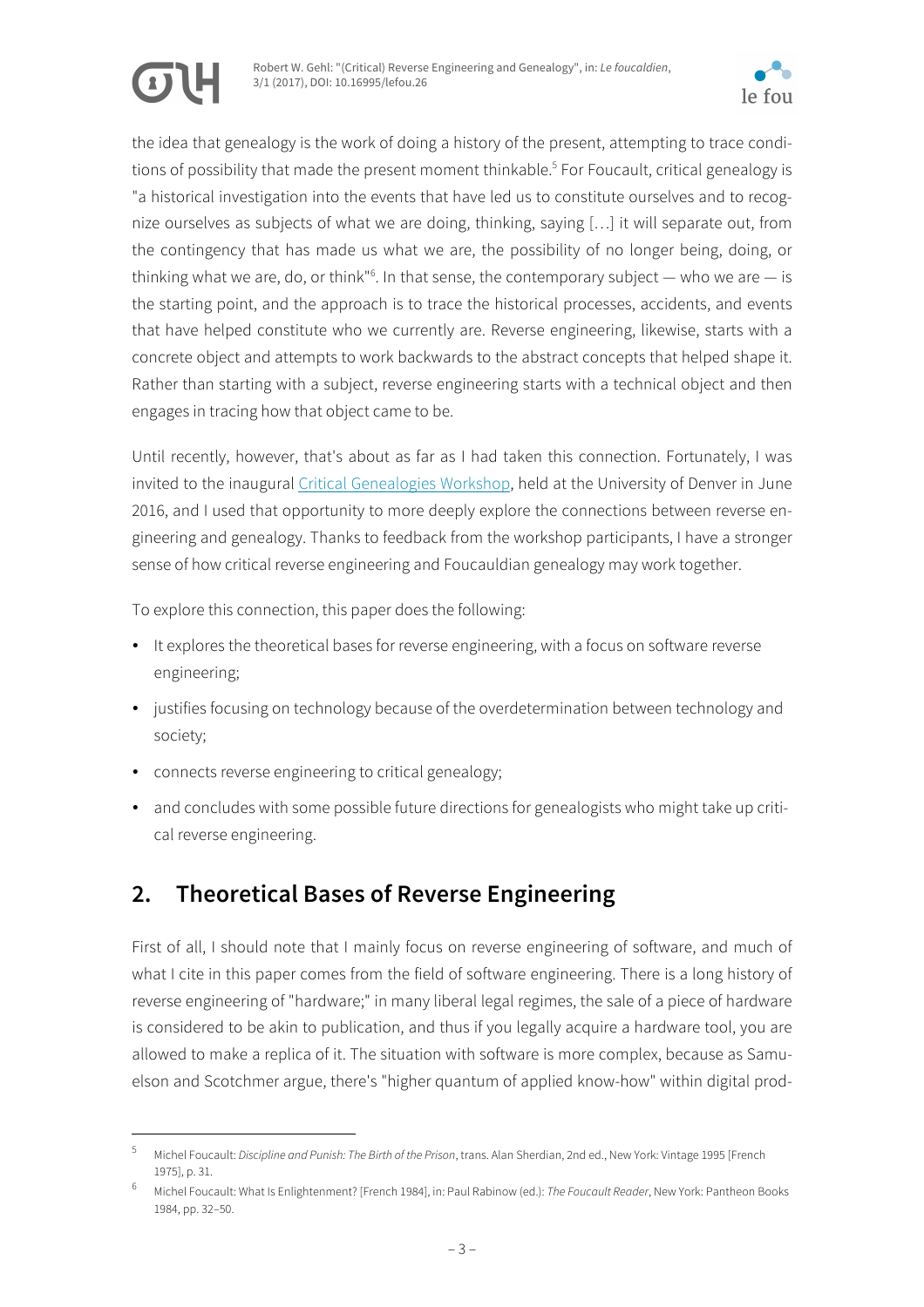the idea that genealogy is the work of doing a history of the present, attempting to trace conditions of possibility that made the present moment thinkable.[5] For Foucault, critical genealogy is "a historical investigation into the events that have led us to constitute ourselves and to recognize ourselves as subjects of what we are doing, thinking, saying […] it will separate out, from the contingency that has made us what we are, the possibility of no longer being, doing, or thinking what we are, do, or think"[6]. In that sense, the contemporary subject — who we are — is the starting point, and the approach is to trace the historical processes, accidents, and events that have helped constitute who we currently are. Reverse engineering, likewise, starts with a concrete object and attempts to work backwards to the abstract concepts that helped shape it. Rather than starting with a subject, reverse engineering starts with a technical object and then engages in tracing how that object came to be.

Until recently, however, that's about as far as I had taken this connection. Fortunately, I was invited to the inaugural Critical Genealogies Workshop, held at the University of Denver in June 2016, and I used that opportunity to more deeply explore the connections between reverse engineering and genealogy. Thanks to feedback from the workshop participants, I have a stronger sense of how critical reverse engineering and Foucauldian genealogy may work together.

To explore this connection, this paper does the following:

- It explores the theoretical bases for reverse engineering, with a focus on software reverse engineering;
- justifies focusing on technology because of the overdetermination between technology and society;
- connects reverse engineering to critical genealogy;
- and concludes with some possible future directions for genealogists who might take up critical reverse engineering.

## 2. Theoretical Bases of Reverse Engineering

First of all, I should note that I mainly focus on reverse engineering of software, and much of what I cite in this paper comes from the field of software engineering. There is a long history of reverse engineering of "hardware;" in many liberal legal regimes, the sale of a piece of hardware is considered to be akin to publication, and thus if you legally acquire a hardware tool, you are allowed to make a replica of it. The situation with software is more complex, because as Samuelson and Scotchmer argue, there's "higher quantum of applied know-how" within digital prod-

---

[5] Michel Foucault: *Discipline and Punish: The Birth of the Prison*, trans. Alan Sherdian, 2nd ed., New York: Vintage 1995 [French 1975], p. 31.

[6] Michel Foucault: What Is Enlightenment? [French 1984], in: Paul Rabinow (ed.): *The Foucault Reader*, New York: Pantheon Books 1984, pp. 32–50.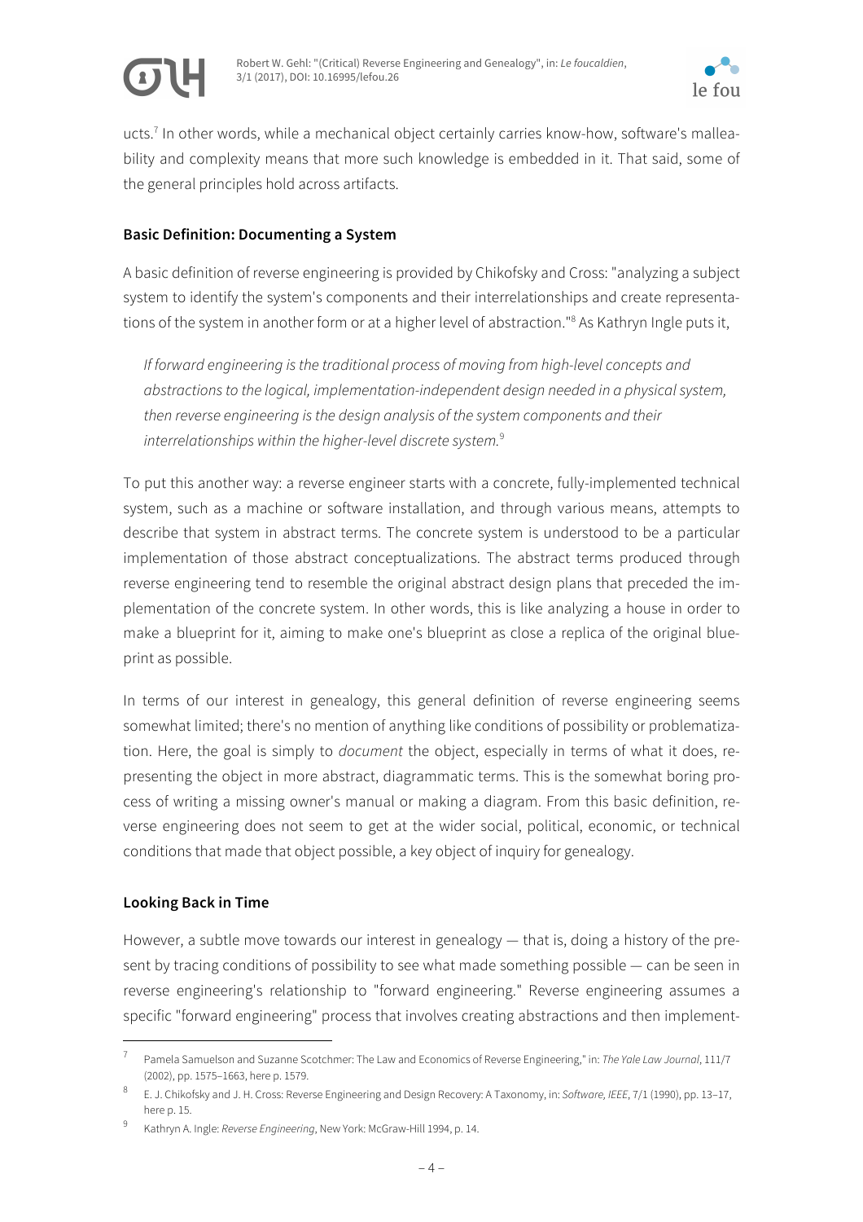ucts.[7] In other words, while a mechanical object certainly carries know-how, software's malleability and complexity means that more such knowledge is embedded in it. That said, some of the general principles hold across artifacts.

### Basic Definition: Documenting a System

A basic definition of reverse engineering is provided by Chikofsky and Cross: "analyzing a subject system to identify the system's components and their interrelationships and create representations of the system in another form or at a higher level of abstraction."[8] As Kathryn Ingle puts it,

> *If forward engineering is the traditional process of moving from high-level concepts and abstractions to the logical, implementation-independent design needed in a physical system, then reverse engineering is the design analysis of the system components and their interrelationships within the higher-level discrete system.*[9]

To put this another way: a reverse engineer starts with a concrete, fully-implemented technical system, such as a machine or software installation, and through various means, attempts to describe that system in abstract terms. The concrete system is understood to be a particular implementation of those abstract conceptualizations. The abstract terms produced through reverse engineering tend to resemble the original abstract design plans that preceded the implementation of the concrete system. In other words, this is like analyzing a house in order to make a blueprint for it, aiming to make one's blueprint as close a replica of the original blueprint as possible.

In terms of our interest in genealogy, this general definition of reverse engineering seems somewhat limited; there's no mention of anything like conditions of possibility or problematization. Here, the goal is simply to *document* the object, especially in terms of what it does, representing the object in more abstract, diagrammatic terms. This is the somewhat boring process of writing a missing owner's manual or making a diagram. From this basic definition, reverse engineering does not seem to get at the wider social, political, economic, or technical conditions that made that object possible, a key object of inquiry for genealogy.

### Looking Back in Time

However, a subtle move towards our interest in genealogy — that is, doing a history of the present by tracing conditions of possibility to see what made something possible — can be seen in reverse engineering's relationship to "forward engineering." Reverse engineering assumes a specific "forward engineering" process that involves creating abstractions and then implement-

---

[7] Pamela Samuelson and Suzanne Scotchmer: The Law and Economics of Reverse Engineering," in: *The Yale Law Journal*, 111/7 (2002), pp. 1575–1663, here p. 1579.

[8] E. J. Chikofsky and J. H. Cross: Reverse Engineering and Design Recovery: A Taxonomy, in: *Software, IEEE*, 7/1 (1990), pp. 13–17, here p. 15.

[9] Kathryn A. Ingle: *Reverse Engineering*, New York: McGraw-Hill 1994, p. 14.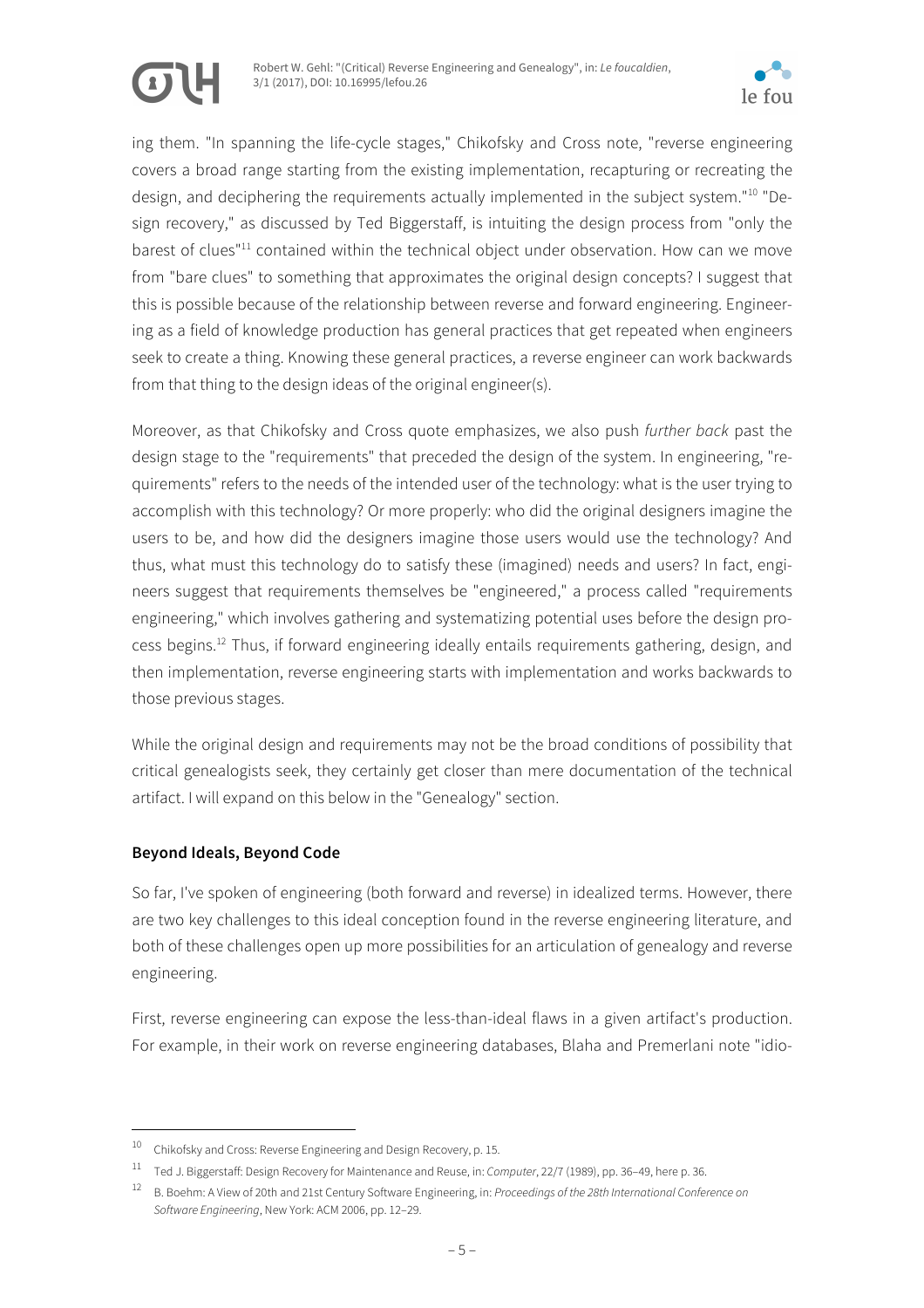ing them. "In spanning the life-cycle stages," Chikofsky and Cross note, "reverse engineering covers a broad range starting from the existing implementation, recapturing or recreating the design, and deciphering the requirements actually implemented in the subject system."[10] "Design recovery," as discussed by Ted Biggerstaff, is intuiting the design process from "only the barest of clues"[11] contained within the technical object under observation. How can we move from "bare clues" to something that approximates the original design concepts? I suggest that this is possible because of the relationship between reverse and forward engineering. Engineering as a field of knowledge production has general practices that get repeated when engineers seek to create a thing. Knowing these general practices, a reverse engineer can work backwards from that thing to the design ideas of the original engineer(s).

Moreover, as that Chikofsky and Cross quote emphasizes, we also push *further back* past the design stage to the "requirements" that preceded the design of the system. In engineering, "requirements" refers to the needs of the intended user of the technology: what is the user trying to accomplish with this technology? Or more properly: who did the original designers imagine the users to be, and how did the designers imagine those users would use the technology? And thus, what must this technology do to satisfy these (imagined) needs and users? In fact, engineers suggest that requirements themselves be "engineered," a process called "requirements engineering," which involves gathering and systematizing potential uses before the design process begins.[12] Thus, if forward engineering ideally entails requirements gathering, design, and then implementation, reverse engineering starts with implementation and works backwards to those previous stages.

While the original design and requirements may not be the broad conditions of possibility that critical genealogists seek, they certainly get closer than mere documentation of the technical artifact. I will expand on this below in the "Genealogy" section.

### Beyond Ideals, Beyond Code

So far, I've spoken of engineering (both forward and reverse) in idealized terms. However, there are two key challenges to this ideal conception found in the reverse engineering literature, and both of these challenges open up more possibilities for an articulation of genealogy and reverse engineering.

First, reverse engineering can expose the less-than-ideal flaws in a given artifact's production. For example, in their work on reverse engineering databases, Blaha and Premerlani note "idio-

---

[10] Chikofsky and Cross: Reverse Engineering and Design Recovery, p. 15.

[11] Ted J. Biggerstaff: Design Recovery for Maintenance and Reuse, in: *Computer*, 22/7 (1989), pp. 36–49, here p. 36.

[12] B. Boehm: A View of 20th and 21st Century Software Engineering, in: *Proceedings of the 28th International Conference on Software Engineering*, New York: ACM 2006, pp. 12–29.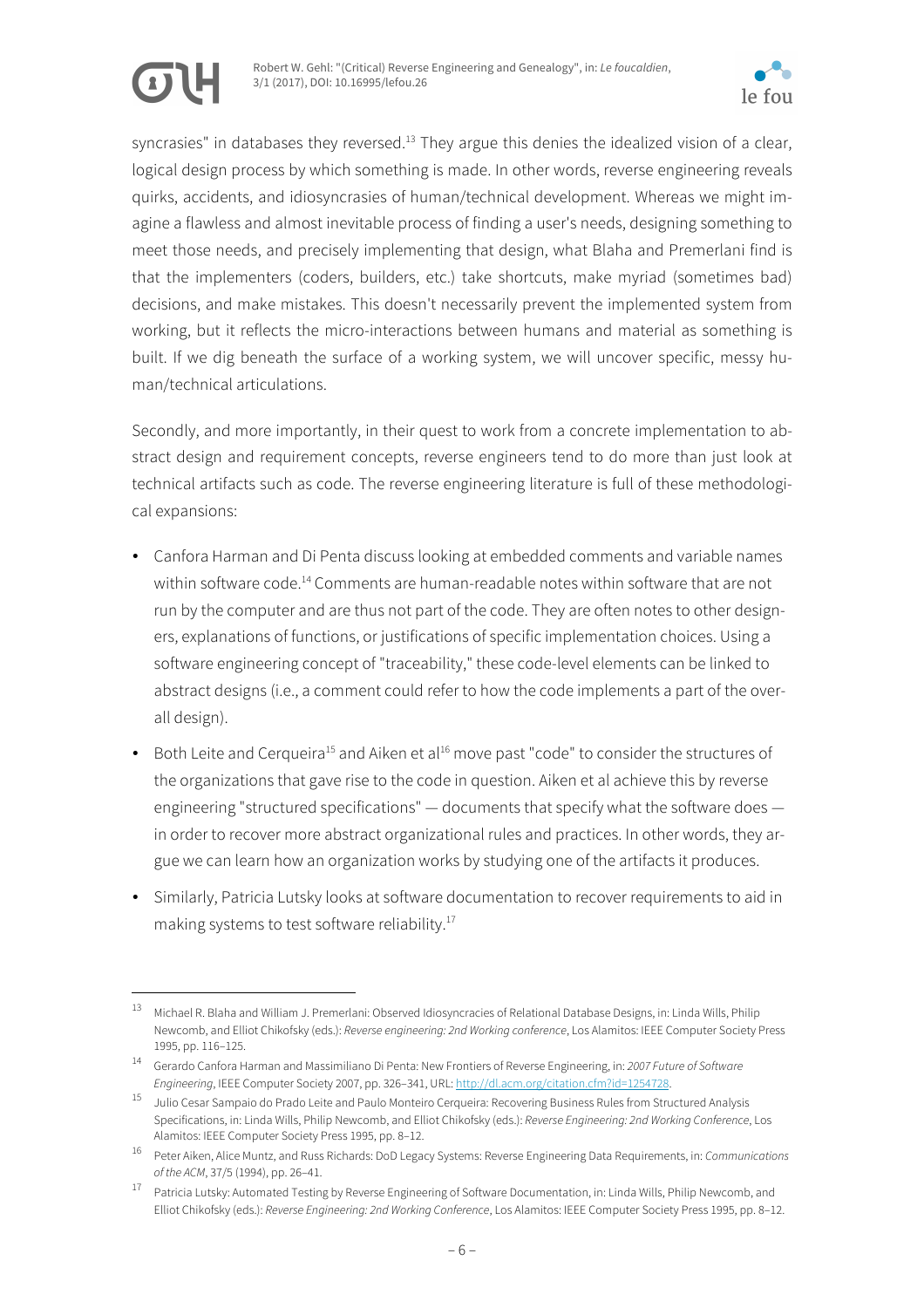syncrasies" in databases they reversed.[13] They argue this denies the idealized vision of a clear, logical design process by which something is made. In other words, reverse engineering reveals quirks, accidents, and idiosyncrasies of human/technical development. Whereas we might imagine a flawless and almost inevitable process of finding a user's needs, designing something to meet those needs, and precisely implementing that design, what Blaha and Premerlani find is that the implementers (coders, builders, etc.) take shortcuts, make myriad (sometimes bad) decisions, and make mistakes. This doesn't necessarily prevent the implemented system from working, but it reflects the micro-interactions between humans and material as something is built. If we dig beneath the surface of a working system, we will uncover specific, messy human/technical articulations.

Secondly, and more importantly, in their quest to work from a concrete implementation to abstract design and requirement concepts, reverse engineers tend to do more than just look at technical artifacts such as code. The reverse engineering literature is full of these methodological expansions:

- Canfora Harman and Di Penta discuss looking at embedded comments and variable names within software code.[14] Comments are human-readable notes within software that are not run by the computer and are thus not part of the code. They are often notes to other designers, explanations of functions, or justifications of specific implementation choices. Using a software engineering concept of "traceability," these code-level elements can be linked to abstract designs (i.e., a comment could refer to how the code implements a part of the overall design).
- Both Leite and Cerqueira[15] and Aiken et al[16] move past "code" to consider the structures of the organizations that gave rise to the code in question. Aiken et al achieve this by reverse engineering "structured specifications" — documents that specify what the software does — in order to recover more abstract organizational rules and practices. In other words, they argue we can learn how an organization works by studying one of the artifacts it produces.
- Similarly, Patricia Lutsky looks at software documentation to recover requirements to aid in making systems to test software reliability.[17]

---

[13] Michael R. Blaha and William J. Premerlani: Observed Idiosyncracies of Relational Database Designs, in: Linda Wills, Philip Newcomb, and Elliot Chikofsky (eds.): *Reverse engineering: 2nd Working conference*, Los Alamitos: IEEE Computer Society Press 1995, pp. 116–125.

[14] Gerardo Canfora Harman and Massimiliano Di Penta: New Frontiers of Reverse Engineering, in: *2007 Future of Software Engineering*, IEEE Computer Society 2007, pp. 326–341, URL: http://dl.acm.org/citation.cfm?id=1254728.

[15] Julio Cesar Sampaio do Prado Leite and Paulo Monteiro Cerqueira: Recovering Business Rules from Structured Analysis Specifications, in: Linda Wills, Philip Newcomb, and Elliot Chikofsky (eds.): *Reverse Engineering: 2nd Working Conference*, Los Alamitos: IEEE Computer Society Press 1995, pp. 8–12.

[16] Peter Aiken, Alice Muntz, and Russ Richards: DoD Legacy Systems: Reverse Engineering Data Requirements, in: *Communications of the ACM*, 37/5 (1994), pp. 26–41.

[17] Patricia Lutsky: Automated Testing by Reverse Engineering of Software Documentation, in: Linda Wills, Philip Newcomb, and Elliot Chikofsky (eds.): *Reverse Engineering: 2nd Working Conference*, Los Alamitos: IEEE Computer Society Press 1995, pp. 8–12.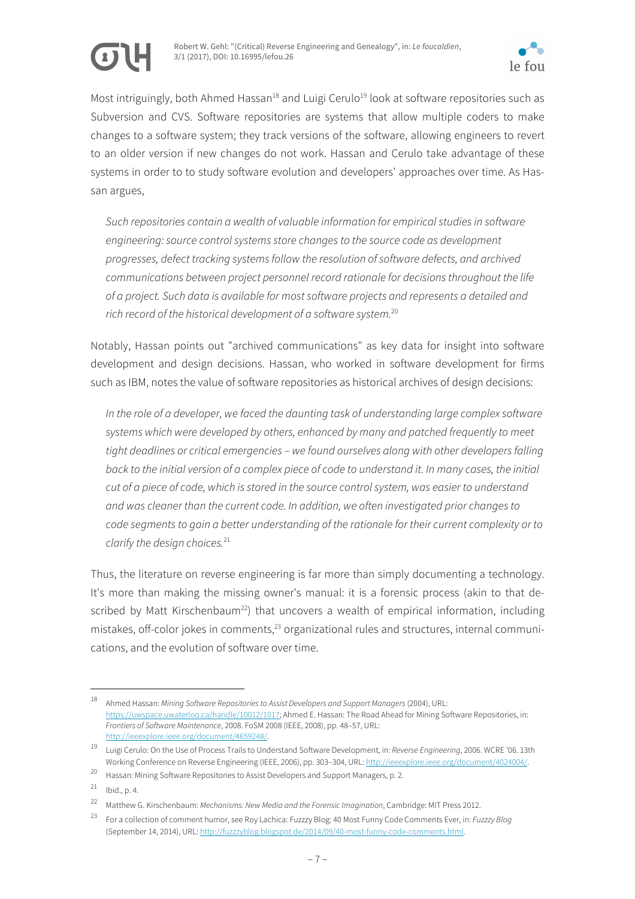Most intriguingly, both Ahmed Hassan[18] and Luigi Cerulo[19] look at software repositories such as Subversion and CVS. Software repositories are systems that allow multiple coders to make changes to a software system; they track versions of the software, allowing engineers to revert to an older version if new changes do not work. Hassan and Cerulo take advantage of these systems in order to to study software evolution and developers' approaches over time. As Hassan argues,

> *Such repositories contain a wealth of valuable information for empirical studies in software engineering: source control systems store changes to the source code as development progresses, defect tracking systems follow the resolution of software defects, and archived communications between project personnel record rationale for decisions throughout the life of a project. Such data is available for most software projects and represents a detailed and rich record of the historical development of a software system.*[20]

Notably, Hassan points out "archived communications" as key data for insight into software development and design decisions. Hassan, who worked in software development for firms such as IBM, notes the value of software repositories as historical archives of design decisions:

> *In the role of a developer, we faced the daunting task of understanding large complex software systems which were developed by others, enhanced by many and patched frequently to meet tight deadlines or critical emergencies – we found ourselves along with other developers falling back to the initial version of a complex piece of code to understand it. In many cases, the initial cut of a piece of code, which is stored in the source control system, was easier to understand and was cleaner than the current code. In addition, we often investigated prior changes to code segments to gain a better understanding of the rationale for their current complexity or to clarify the design choices.*[21]

Thus, the literature on reverse engineering is far more than simply documenting a technology. It's more than making the missing owner's manual: it is a forensic process (akin to that described by Matt Kirschenbaum[22]) that uncovers a wealth of empirical information, including mistakes, off-color jokes in comments,[23] organizational rules and structures, internal communications, and the evolution of software over time.

---

[18] Ahmed Hassan: *Mining Software Repositories to Assist Developers and Support Managers* (2004), URL: https://uwspace.uwaterloo.ca/handle/10012/1017; Ahmed E. Hassan: The Road Ahead for Mining Software Repositories, in: *Frontiers of Software Maintenance*, 2008. FoSM 2008 (IEEE, 2008), pp. 48–57, URL: http://ieeexplore.ieee.org/document/4659248/.

[19] Luigi Cerulo: On the Use of Process Trails to Understand Software Development, in: *Reverse Engineering*, 2006. WCRE '06. 13th Working Conference on Reverse Engineering (IEEE, 2006), pp. 303–304, URL: http://ieeexplore.ieee.org/document/4024004/.

[20] Hassan: Mining Software Repositories to Assist Developers and Support Managers, p. 2.

[21] Ibid., p. 4.

[22] Matthew G. Kirschenbaum: *Mechanisms: New Media and the Forensic Imagination*, Cambridge: MIT Press 2012.

[23] For a collection of comment humor, see Roy Lachica: Fuzzzy Blog: 40 Most Funny Code Comments Ever, in: *Fuzzzy Blog* (September 14, 2014), URL: http://fuzzyblog.blogspot.de/2014/09/40-most-funny-code-comments.html.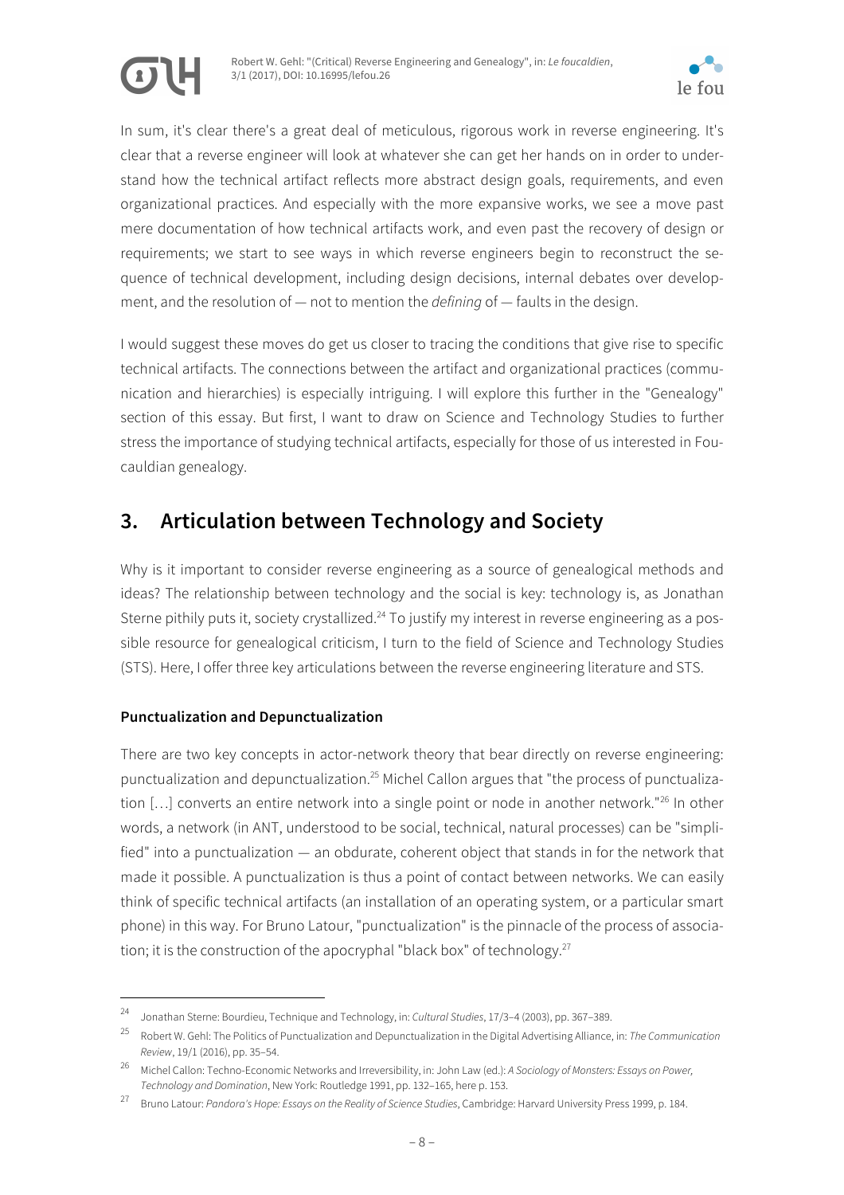In sum, it's clear there's a great deal of meticulous, rigorous work in reverse engineering. It's clear that a reverse engineer will look at whatever she can get her hands on in order to understand how the technical artifact reflects more abstract design goals, requirements, and even organizational practices. And especially with the more expansive works, we see a move past mere documentation of how technical artifacts work, and even past the recovery of design or requirements; we start to see ways in which reverse engineers begin to reconstruct the sequence of technical development, including design decisions, internal debates over development, and the resolution of — not to mention the *defining* of — faults in the design.

I would suggest these moves do get us closer to tracing the conditions that give rise to specific technical artifacts. The connections between the artifact and organizational practices (communication and hierarchies) is especially intriguing. I will explore this further in the "Genealogy" section of this essay. But first, I want to draw on Science and Technology Studies to further stress the importance of studying technical artifacts, especially for those of us interested in Foucauldian genealogy.

## 3. Articulation between Technology and Society

Why is it important to consider reverse engineering as a source of genealogical methods and ideas? The relationship between technology and the social is key: technology is, as Jonathan Sterne pithily puts it, society crystallized.[24] To justify my interest in reverse engineering as a possible resource for genealogical criticism, I turn to the field of Science and Technology Studies (STS). Here, I offer three key articulations between the reverse engineering literature and STS.

### Punctualization and Depunctualization

There are two key concepts in actor-network theory that bear directly on reverse engineering: punctualization and depunctualization.[25] Michel Callon argues that "the process of punctualization […] converts an entire network into a single point or node in another network."[26] In other words, a network (in ANT, understood to be social, technical, natural processes) can be "simplified" into a punctualization — an obdurate, coherent object that stands in for the network that made it possible. A punctualization is thus a point of contact between networks. We can easily think of specific technical artifacts (an installation of an operating system, or a particular smart phone) in this way. For Bruno Latour, "punctualization" is the pinnacle of the process of association; it is the construction of the apocryphal "black box" of technology.[27]

---

[24] Jonathan Sterne: Bourdieu, Technique and Technology, in: *Cultural Studies*, 17/3–4 (2003), pp. 367–389.

[25] Robert W. Gehl: The Politics of Punctualization and Depunctualization in the Digital Advertising Alliance, in: *The Communication Review*, 19/1 (2016), pp. 35–54.

[26] Michel Callon: Techno-Economic Networks and Irreversibility, in: John Law (ed.): *A Sociology of Monsters: Essays on Power, Technology and Domination*, New York: Routledge 1991, pp. 132–165, here p. 153.

[27] Bruno Latour: *Pandora's Hope: Essays on the Reality of Science Studies*, Cambridge: Harvard University Press 1999, p. 184.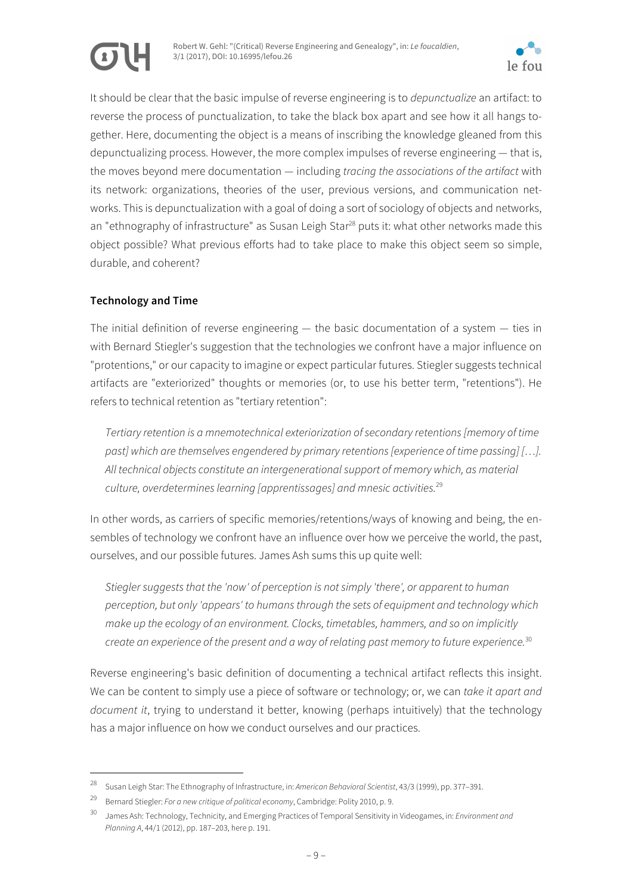It should be clear that the basic impulse of reverse engineering is to *depunctualize* an artifact: to reverse the process of punctualization, to take the black box apart and see how it all hangs together. Here, documenting the object is a means of inscribing the knowledge gleaned from this depunctualizing process. However, the more complex impulses of reverse engineering — that is, the moves beyond mere documentation — including *tracing the associations of the artifact* with its network: organizations, theories of the user, previous versions, and communication networks. This is depunctualization with a goal of doing a sort of sociology of objects and networks, an "ethnography of infrastructure" as Susan Leigh Star[28] puts it: what other networks made this object possible? What previous efforts had to take place to make this object seem so simple, durable, and coherent?

**Technology and Time**

The initial definition of reverse engineering — the basic documentation of a system — ties in with Bernard Stiegler's suggestion that the technologies we confront have a major influence on "protentions," or our capacity to imagine or expect particular futures. Stiegler suggests technical artifacts are "exteriorized" thoughts or memories (or, to use his better term, "retentions"). He refers to technical retention as "tertiary retention":

> *Tertiary retention is a mnemotechnical exteriorization of secondary retentions [memory of time past] which are themselves engendered by primary retentions [experience of time passing] […]. All technical objects constitute an intergenerational support of memory which, as material culture, overdetermines learning [apprentissages] and mnesic activities.*[29]

In other words, as carriers of specific memories/retentions/ways of knowing and being, the ensembles of technology we confront have an influence over how we perceive the world, the past, ourselves, and our possible futures. James Ash sums this up quite well:

> *Stiegler suggests that the 'now' of perception is not simply 'there', or apparent to human perception, but only 'appears' to humans through the sets of equipment and technology which make up the ecology of an environment. Clocks, timetables, hammers, and so on implicitly create an experience of the present and a way of relating past memory to future experience.*[30]

Reverse engineering's basic definition of documenting a technical artifact reflects this insight. We can be content to simply use a piece of software or technology; or, we can *take it apart and document it*, trying to understand it better, knowing (perhaps intuitively) that the technology has a major influence on how we conduct ourselves and our practices.

---

[28] Susan Leigh Star: The Ethnography of Infrastructure, in: *American Behavioral Scientist*, 43/3 (1999), pp. 377–391.

[29] Bernard Stiegler: *For a new critique of political economy*, Cambridge: Polity 2010, p. 9.

[30] James Ash: Technology, Technicity, and Emerging Practices of Temporal Sensitivity in Videogames, in: *Environment and Planning A*, 44/1 (2012), pp. 187–203, here p. 191.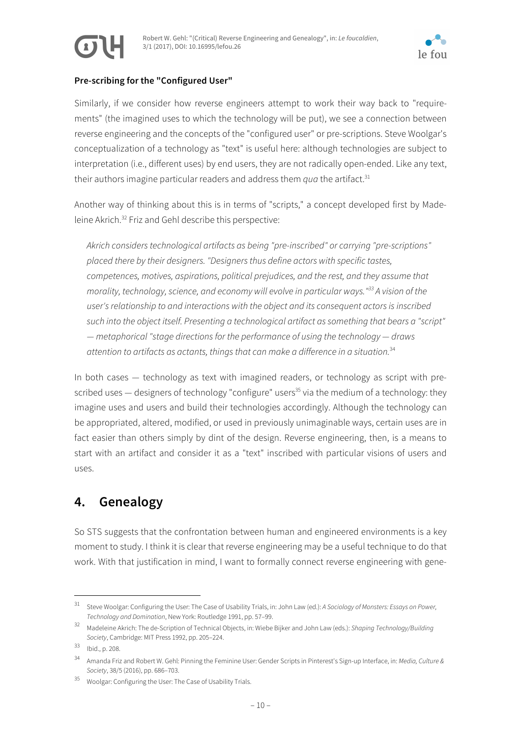### Pre-scribing for the "Configured User"

Similarly, if we consider how reverse engineers attempt to work their way back to "requirements" (the imagined uses to which the technology will be put), we see a connection between reverse engineering and the concepts of the "configured user" or pre-scriptions. Steve Woolgar's conceptualization of a technology as "text" is useful here: although technologies are subject to interpretation (i.e., different uses) by end users, they are not radically open-ended. Like any text, their authors imagine particular readers and address them *qua* the artifact.[31]

Another way of thinking about this is in terms of "scripts," a concept developed first by Madeleine Akrich.[32] Friz and Gehl describe this perspective:

> *Akrich considers technological artifacts as being "pre-inscribed" or carrying "pre-scriptions" placed there by their designers. "Designers thus define actors with specific tastes, competences, motives, aspirations, political prejudices, and the rest, and they assume that morality, technology, science, and economy will evolve in particular ways."[33] A vision of the user's relationship to and interactions with the object and its consequent actors is inscribed such into the object itself. Presenting a technological artifact as something that bears a "script" — metaphorical "stage directions for the performance of using the technology — draws attention to artifacts as actants, things that can make a difference in a situation.*[34]

In both cases — technology as text with imagined readers, or technology as script with prescribed uses — designers of technology "configure" users[35] via the medium of a technology: they imagine uses and users and build their technologies accordingly. Although the technology can be appropriated, altered, modified, or used in previously unimaginable ways, certain uses are in fact easier than others simply by dint of the design. Reverse engineering, then, is a means to start with an artifact and consider it as a "text" inscribed with particular visions of users and uses.

## 4. Genealogy

So STS suggests that the confrontation between human and engineered environments is a key moment to study. I think it is clear that reverse engineering may be a useful technique to do that work. With that justification in mind, I want to formally connect reverse engineering with gene-

---

[31] Steve Woolgar: Configuring the User: The Case of Usability Trials, in: John Law (ed.): *A Sociology of Monsters: Essays on Power, Technology and Domination*, New York: Routledge 1991, pp. 57–99.

[32] Madeleine Akrich: The de-Scription of Technical Objects, in: Wiebe Bijker and John Law (eds.): *Shaping Technology/Building Society*, Cambridge: MIT Press 1992, pp. 205–224.

[33] Ibid., p. 208.

[34] Amanda Friz and Robert W. Gehl: Pinning the Feminine User: Gender Scripts in Pinterest's Sign-up Interface, in: *Media, Culture & Society*, 38/5 (2016), pp. 686–703.

[35] Woolgar: Configuring the User: The Case of Usability Trials.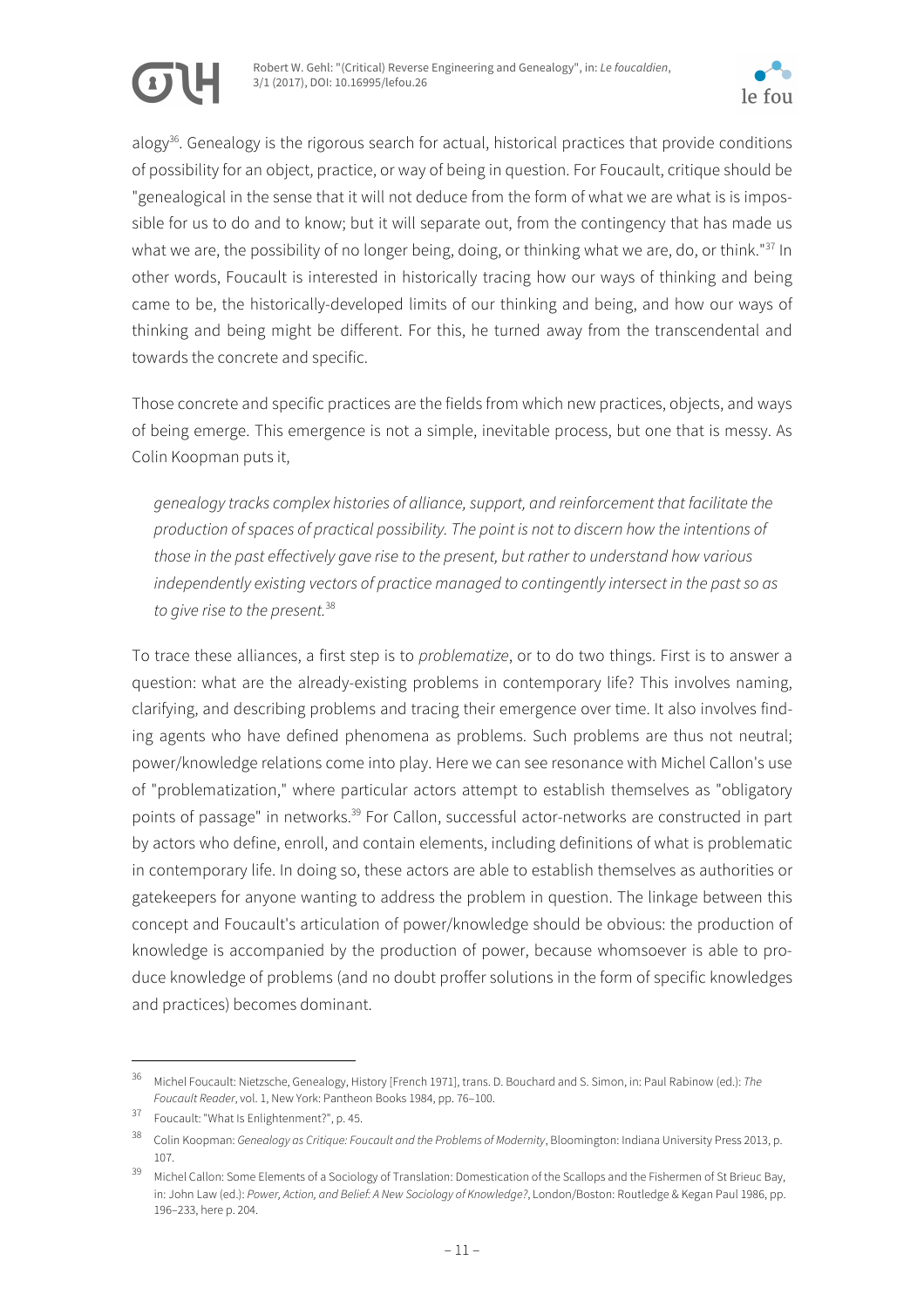alogy[36]. Genealogy is the rigorous search for actual, historical practices that provide conditions of possibility for an object, practice, or way of being in question. For Foucault, critique should be "genealogical in the sense that it will not deduce from the form of what we are what is is impossible for us to do and to know; but it will separate out, from the contingency that has made us what we are, the possibility of no longer being, doing, or thinking what we are, do, or think."[37] In other words, Foucault is interested in historically tracing how our ways of thinking and being came to be, the historically-developed limits of our thinking and being, and how our ways of thinking and being might be different. For this, he turned away from the transcendental and towards the concrete and specific.

Those concrete and specific practices are the fields from which new practices, objects, and ways of being emerge. This emergence is not a simple, inevitable process, but one that is messy. As Colin Koopman puts it,

> *genealogy tracks complex histories of alliance, support, and reinforcement that facilitate the production of spaces of practical possibility. The point is not to discern how the intentions of those in the past effectively gave rise to the present, but rather to understand how various independently existing vectors of practice managed to contingently intersect in the past so as to give rise to the present.*[38]

To trace these alliances, a first step is to *problematize*, or to do two things. First is to answer a question: what are the already-existing problems in contemporary life? This involves naming, clarifying, and describing problems and tracing their emergence over time. It also involves finding agents who have defined phenomena as problems. Such problems are thus not neutral; power/knowledge relations come into play. Here we can see resonance with Michel Callon's use of "problematization," where particular actors attempt to establish themselves as "obligatory points of passage" in networks.[39] For Callon, successful actor-networks are constructed in part by actors who define, enroll, and contain elements, including definitions of what is problematic in contemporary life. In doing so, these actors are able to establish themselves as authorities or gatekeepers for anyone wanting to address the problem in question. The linkage between this concept and Foucault's articulation of power/knowledge should be obvious: the production of knowledge is accompanied by the production of power, because whomsoever is able to produce knowledge of problems (and no doubt proffer solutions in the form of specific knowledges and practices) becomes dominant.

---

[36] Michel Foucault: Nietzsche, Genealogy, History [French 1971], trans. D. Bouchard and S. Simon, in: Paul Rabinow (ed.): *The Foucault Reader*, vol. 1, New York: Pantheon Books 1984, pp. 76–100.

[37] Foucault: "What Is Enlightenment?", p. 45.

[38] Colin Koopman: *Genealogy as Critique: Foucault and the Problems of Modernity*, Bloomington: Indiana University Press 2013, p. 107.

[39] Michel Callon: Some Elements of a Sociology of Translation: Domestication of the Scallops and the Fishermen of St Brieuc Bay, in: John Law (ed.): *Power, Action, and Belief: A New Sociology of Knowledge?*, London/Boston: Routledge & Kegan Paul 1986, pp. 196–233, here p. 204.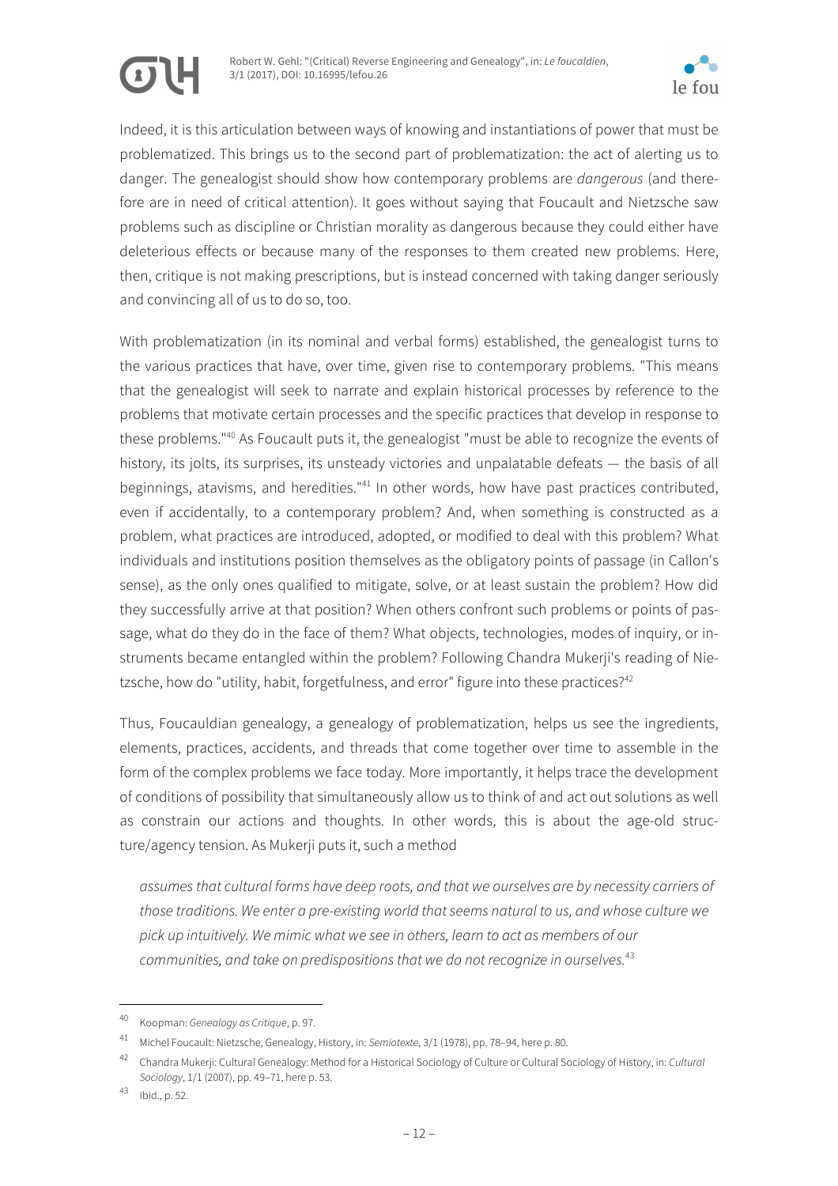Indeed, it is this articulation between ways of knowing and instantiations of power that must be problematized. This brings us to the second part of problematization: the act of alerting us to danger. The genealogist should show how contemporary problems are *dangerous* (and therefore are in need of critical attention). It goes without saying that Foucault and Nietzsche saw problems such as discipline or Christian morality as dangerous because they could either have deleterious effects or because many of the responses to them created new problems. Here, then, critique is not making prescriptions, but is instead concerned with taking danger seriously and convincing all of us to do so, too.

With problematization (in its nominal and verbal forms) established, the genealogist turns to the various practices that have, over time, given rise to contemporary problems. "This means that the genealogist will seek to narrate and explain historical processes by reference to the problems that motivate certain processes and the specific practices that develop in response to these problems."[40] As Foucault puts it, the genealogist "must be able to recognize the events of history, its jolts, its surprises, its unsteady victories and unpalatable defeats — the basis of all beginnings, atavisms, and heredities."[41] In other words, how have past practices contributed, even if accidentally, to a contemporary problem? And, when something is constructed as a problem, what practices are introduced, adopted, or modified to deal with this problem? What individuals and institutions position themselves as the obligatory points of passage (in Callon's sense), as the only ones qualified to mitigate, solve, or at least sustain the problem? How did they successfully arrive at that position? When others confront such problems or points of passage, what do they do in the face of them? What objects, technologies, modes of inquiry, or instruments became entangled within the problem? Following Chandra Mukerji's reading of Nietzsche, how do "utility, habit, forgetfulness, and error" figure into these practices?[42]

Thus, Foucauldian genealogy, a genealogy of problematization, helps us see the ingredients, elements, practices, accidents, and threads that come together over time to assemble in the form of the complex problems we face today. More importantly, it helps trace the development of conditions of possibility that simultaneously allow us to think of and act out solutions as well as constrain our actions and thoughts. In other words, this is about the age-old structure/agency tension. As Mukerji puts it, such a method

> *assumes that cultural forms have deep roots, and that we ourselves are by necessity carriers of those traditions. We enter a pre-existing world that seems natural to us, and whose culture we pick up intuitively. We mimic what we see in others, learn to act as members of our communities, and take on predispositions that we do not recognize in ourselves.*[43]

---

[40] Koopman: *Genealogy as Critique*, p. 97.

[41] Michel Foucault: Nietzsche, Genealogy, History, in: *Semiotexte*, 3/1 (1978), pp. 78–94, here p. 80.

[42] Chandra Mukerji: Cultural Genealogy: Method for a Historical Sociology of Culture or Cultural Sociology of History, in: *Cultural Sociology*, 1/1 (2007), pp. 49–71, here p. 53.

[43] Ibid., p. 52.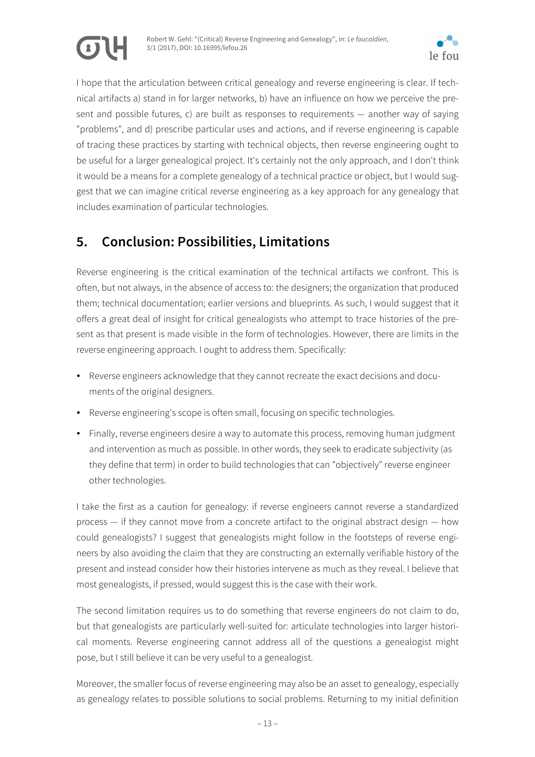I hope that the articulation between critical genealogy and reverse engineering is clear. If technical artifacts a) stand in for larger networks, b) have an influence on how we perceive the present and possible futures, c) are built as responses to requirements — another way of saying "problems", and d) prescribe particular uses and actions, and if reverse engineering is capable of tracing these practices by starting with technical objects, then reverse engineering ought to be useful for a larger genealogical project. It's certainly not the only approach, and I don't think it would be a means for a complete genealogy of a technical practice or object, but I would suggest that we can imagine critical reverse engineering as a key approach for any genealogy that includes examination of particular technologies.

## 5. Conclusion: Possibilities, Limitations

Reverse engineering is the critical examination of the technical artifacts we confront. This is often, but not always, in the absence of access to: the designers; the organization that produced them; technical documentation; earlier versions and blueprints. As such, I would suggest that it offers a great deal of insight for critical genealogists who attempt to trace histories of the present as that present is made visible in the form of technologies. However, there are limits in the reverse engineering approach. I ought to address them. Specifically:

- Reverse engineers acknowledge that they cannot recreate the exact decisions and documents of the original designers.
- Reverse engineering's scope is often small, focusing on specific technologies.
- Finally, reverse engineers desire a way to automate this process, removing human judgment and intervention as much as possible. In other words, they seek to eradicate subjectivity (as they define that term) in order to build technologies that can "objectively" reverse engineer other technologies.

I take the first as a caution for genealogy: if reverse engineers cannot reverse a standardized process — if they cannot move from a concrete artifact to the original abstract design — how could genealogists? I suggest that genealogists might follow in the footsteps of reverse engineers by also avoiding the claim that they are constructing an externally verifiable history of the present and instead consider how their histories intervene as much as they reveal. I believe that most genealogists, if pressed, would suggest this is the case with their work.

The second limitation requires us to do something that reverse engineers do not claim to do, but that genealogists are particularly well-suited for: articulate technologies into larger historical moments. Reverse engineering cannot address all of the questions a genealogist might pose, but I still believe it can be very useful to a genealogist.

Moreover, the smaller focus of reverse engineering may also be an asset to genealogy, especially as genealogy relates to possible solutions to social problems. Returning to my initial definition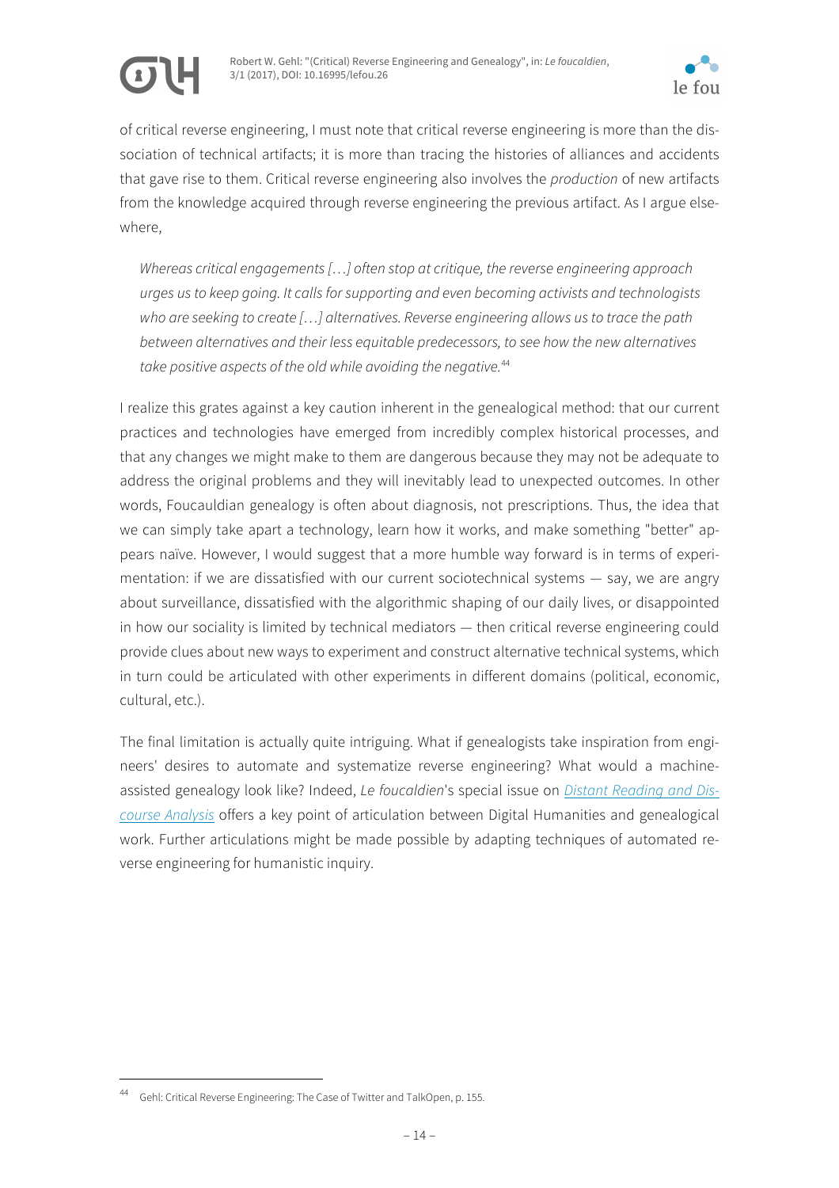of critical reverse engineering, I must note that critical reverse engineering is more than the dissociation of technical artifacts; it is more than tracing the histories of alliances and accidents that gave rise to them. Critical reverse engineering also involves the *production* of new artifacts from the knowledge acquired through reverse engineering the previous artifact. As I argue elsewhere,

> *Whereas critical engagements […] often stop at critique, the reverse engineering approach urges us to keep going. It calls for supporting and even becoming activists and technologists who are seeking to create […] alternatives. Reverse engineering allows us to trace the path between alternatives and their less equitable predecessors, to see how the new alternatives take positive aspects of the old while avoiding the negative.*[44]

I realize this grates against a key caution inherent in the genealogical method: that our current practices and technologies have emerged from incredibly complex historical processes, and that any changes we might make to them are dangerous because they may not be adequate to address the original problems and they will inevitably lead to unexpected outcomes. In other words, Foucauldian genealogy is often about diagnosis, not prescriptions. Thus, the idea that we can simply take apart a technology, learn how it works, and make something "better" appears naïve. However, I would suggest that a more humble way forward is in terms of experimentation: if we are dissatisfied with our current sociotechnical systems — say, we are angry about surveillance, dissatisfied with the algorithmic shaping of our daily lives, or disappointed in how our sociality is limited by technical mediators — then critical reverse engineering could provide clues about new ways to experiment and construct alternative technical systems, which in turn could be articulated with other experiments in different domains (political, economic, cultural, etc.).

The final limitation is actually quite intriguing. What if genealogists take inspiration from engineers' desires to automate and systematize reverse engineering? What would a machine-assisted genealogy look like? Indeed, *Le foucaldien*'s special issue on [Distant Reading and Discourse Analysis]() offers a key point of articulation between Digital Humanities and genealogical work. Further articulations might be made possible by adapting techniques of automated reverse engineering for humanistic inquiry.

---

[44] Gehl: Critical Reverse Engineering: The Case of Twitter and TalkOpen, p. 155.